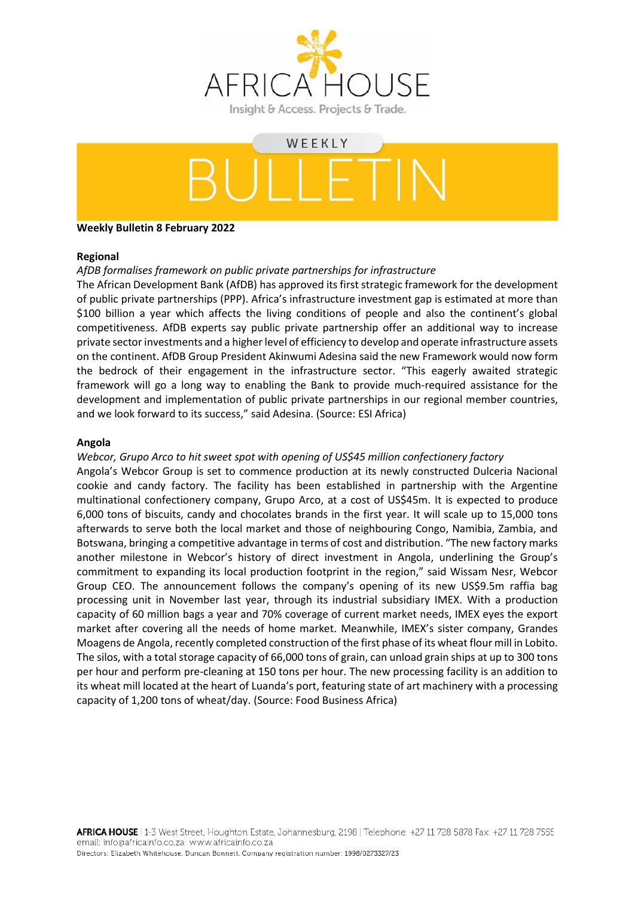# AFRICA HOUSE

Insight & Access. Projects & Trade.

WEEKLY

BULLETIN

**Weekly Bulletin 8 February 2022**

## Regional

*AfDB formalises framework on public private partnerships for infrastructure*

The African Development Bank (AfDB) has approved its first strategic framework for the development of public private partnerships (PPP). Africa's infrastructure investment gap is estimated at more than $100 billion a year which affects the living conditions of people and also the continent's global competitiveness. AfDB experts say public private partnership offer an additional way to increase private sector investments and a higher level of efficiency to develop and operate infrastructure assets on the continent. AfDB Group President Akinwumi Adesina said the new Framework would now form the bedrock of their engagement in the infrastructure sector. "This eagerly awaited strategic framework will go a long way to enabling the Bank to provide much-required assistance for the development and implementation of public private partnerships in our regional member countries, and we look forward to its success," said Adesina. (Source: ESI Africa)

## Angola

*Webcor, Grupo Arco to hit sweet spot with opening of US$45 million confectionery factory*

Angola's Webcor Group is set to commence production at its newly constructed Dulceria Nacional cookie and candy factory. The facility has been established in partnership with the Argentine multinational confectionery company, Grupo Arco, at a cost of US$45m. It is expected to produce 6,000 tons of biscuits, candy and chocolates brands in the first year. It will scale up to 15,000 tons afterwards to serve both the local market and those of neighbouring Congo, Namibia, Zambia, and Botswana, bringing a competitive advantage in terms of cost and distribution. "The new factory marks another milestone in Webcor's history of direct investment in Angola, underlining the Group's commitment to expanding its local production footprint in the region," said Wissam Nesr, Webcor Group CEO. The announcement follows the company's opening of its new US$9.5m raffia bag processing unit in November last year, through its industrial subsidiary IMEX. With a production capacity of 60 million bags a year and 70% coverage of current market needs, IMEX eyes the export market after covering all the needs of home market. Meanwhile, IMEX's sister company, Grandes Moagens de Angola, recently completed construction of the first phase of its wheat flour mill in Lobito. The silos, with a total storage capacity of 66,000 tons of grain, can unload grain ships at up to 300 tons per hour and perform pre-cleaning at 150 tons per hour. The new processing facility is an addition to its wheat mill located at the heart of Luanda's port, featuring state of art machinery with a processing capacity of 1,200 tons of wheat/day. (Source: Food Business Africa)

**AFRICA HOUSE** | 1-3 West Street, Houghton Estate, Johannesburg, 2198 | Telephone: +27 11 728 5878 Fax: +27 11 728 7555
email: info@africainfo.co.za www.africainfo.co.za
Directors: Elizabeth Whitehouse, Duncan Bonnett. Company registration number: 1998/0273327/23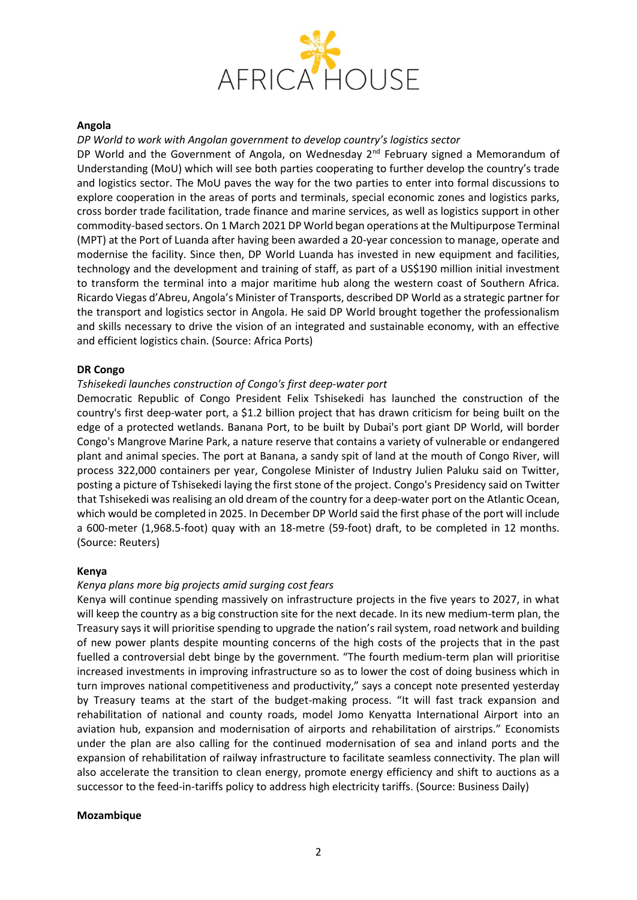## Angola

*DP World to work with Angolan government to develop country's logistics sector*

DP World and the Government of Angola, on Wednesday 2nd February signed a Memorandum of Understanding (MoU) which will see both parties cooperating to further develop the country's trade and logistics sector. The MoU paves the way for the two parties to enter into formal discussions to explore cooperation in the areas of ports and terminals, special economic zones and logistics parks, cross border trade facilitation, trade finance and marine services, as well as logistics support in other commodity-based sectors. On 1 March 2021 DP World began operations at the Multipurpose Terminal (MPT) at the Port of Luanda after having been awarded a 20-year concession to manage, operate and modernise the facility. Since then, DP World Luanda has invested in new equipment and facilities, technology and the development and training of staff, as part of a US$190 million initial investment to transform the terminal into a major maritime hub along the western coast of Southern Africa. Ricardo Viegas d'Abreu, Angola's Minister of Transports, described DP World as a strategic partner for the transport and logistics sector in Angola. He said DP World brought together the professionalism and skills necessary to drive the vision of an integrated and sustainable economy, with an effective and efficient logistics chain. (Source: Africa Ports)

## DR Congo

*Tshisekedi launches construction of Congo's first deep-water port*

Democratic Republic of Congo President Felix Tshisekedi has launched the construction of the country's first deep-water port, a $1.2 billion project that has drawn criticism for being built on the edge of a protected wetlands. Banana Port, to be built by Dubai's port giant DP World, will border Congo's Mangrove Marine Park, a nature reserve that contains a variety of vulnerable or endangered plant and animal species. The port at Banana, a sandy spit of land at the mouth of Congo River, will process 322,000 containers per year, Congolese Minister of Industry Julien Paluku said on Twitter, posting a picture of Tshisekedi laying the first stone of the project. Congo's Presidency said on Twitter that Tshisekedi was realising an old dream of the country for a deep-water port on the Atlantic Ocean, which would be completed in 2025. In December DP World said the first phase of the port will include a 600-meter (1,968.5-foot) quay with an 18-metre (59-foot) draft, to be completed in 12 months. (Source: Reuters)

## Kenya

*Kenya plans more big projects amid surging cost fears*

Kenya will continue spending massively on infrastructure projects in the five years to 2027, in what will keep the country as a big construction site for the next decade. In its new medium-term plan, the Treasury says it will prioritise spending to upgrade the nation's rail system, road network and building of new power plants despite mounting concerns of the high costs of the projects that in the past fuelled a controversial debt binge by the government. "The fourth medium-term plan will prioritise increased investments in improving infrastructure so as to lower the cost of doing business which in turn improves national competitiveness and productivity," says a concept note presented yesterday by Treasury teams at the start of the budget-making process. "It will fast track expansion and rehabilitation of national and county roads, model Jomo Kenyatta International Airport into an aviation hub, expansion and modernisation of airports and rehabilitation of airstrips." Economists under the plan are also calling for the continued modernisation of sea and inland ports and the expansion of rehabilitation of railway infrastructure to facilitate seamless connectivity. The plan will also accelerate the transition to clean energy, promote energy efficiency and shift to auctions as a successor to the feed-in-tariffs policy to address high electricity tariffs. (Source: Business Daily)

## Mozambique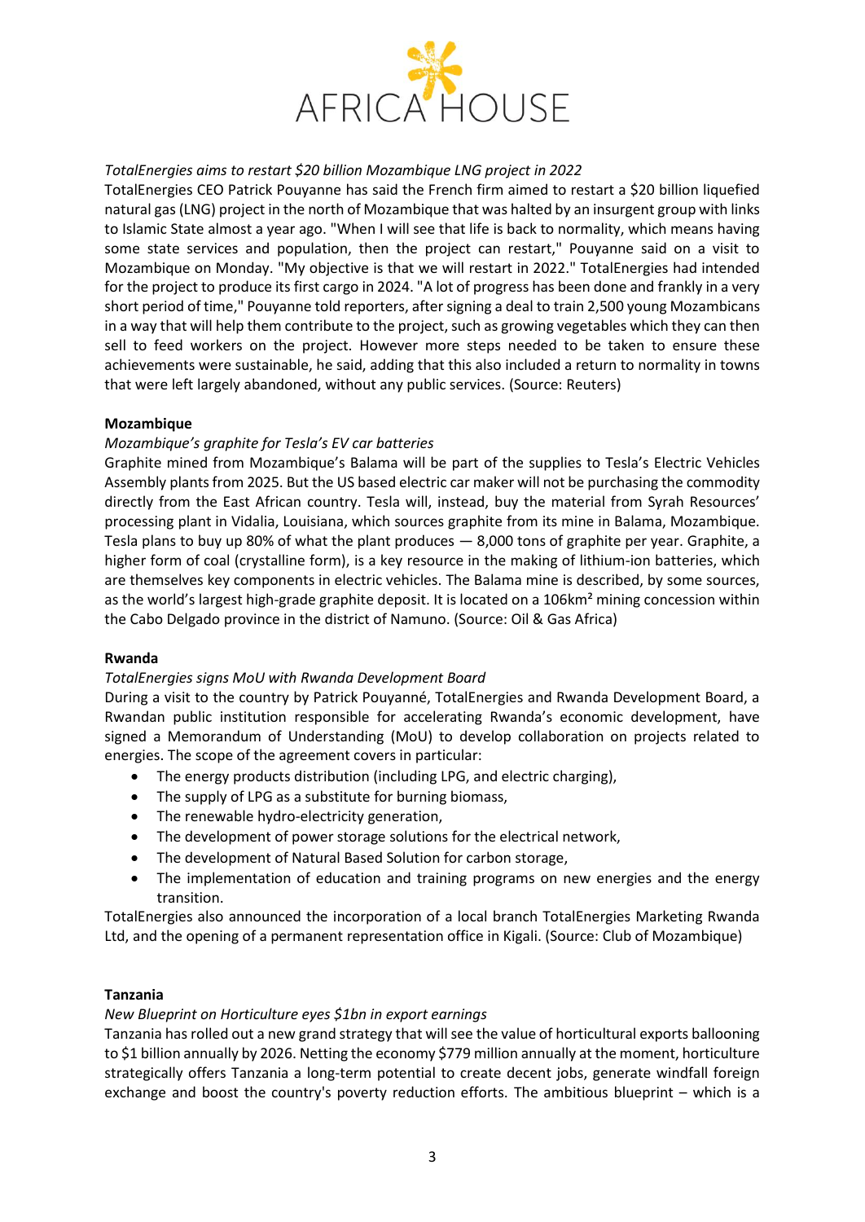*TotalEnergies aims to restart $20 billion Mozambique LNG project in 2022*

TotalEnergies CEO Patrick Pouyanne has said the French firm aimed to restart a $20 billion liquefied natural gas (LNG) project in the north of Mozambique that was halted by an insurgent group with links to Islamic State almost a year ago. "When I will see that life is back to normality, which means having some state services and population, then the project can restart," Pouyanne said on a visit to Mozambique on Monday. "My objective is that we will restart in 2022." TotalEnergies had intended for the project to produce its first cargo in 2024. "A lot of progress has been done and frankly in a very short period of time," Pouyanne told reporters, after signing a deal to train 2,500 young Mozambicans in a way that will help them contribute to the project, such as growing vegetables which they can then sell to feed workers on the project. However more steps needed to be taken to ensure these achievements were sustainable, he said, adding that this also included a return to normality in towns that were left largely abandoned, without any public services. (Source: Reuters)

**Mozambique**

*Mozambique's graphite for Tesla's EV car batteries*

Graphite mined from Mozambique's Balama will be part of the supplies to Tesla's Electric Vehicles Assembly plants from 2025. But the US based electric car maker will not be purchasing the commodity directly from the East African country. Tesla will, instead, buy the material from Syrah Resources' processing plant in Vidalia, Louisiana, which sources graphite from its mine in Balama, Mozambique. Tesla plans to buy up 80% of what the plant produces — 8,000 tons of graphite per year. Graphite, a higher form of coal (crystalline form), is a key resource in the making of lithium-ion batteries, which are themselves key components in electric vehicles. The Balama mine is described, by some sources, as the world's largest high-grade graphite deposit. It is located on a 106km² mining concession within the Cabo Delgado province in the district of Namuno. (Source: Oil & Gas Africa)

**Rwanda**

*TotalEnergies signs MoU with Rwanda Development Board*

During a visit to the country by Patrick Pouyanné, TotalEnergies and Rwanda Development Board, a Rwandan public institution responsible for accelerating Rwanda's economic development, have signed a Memorandum of Understanding (MoU) to develop collaboration on projects related to energies. The scope of the agreement covers in particular:

- The energy products distribution (including LPG, and electric charging),
- The supply of LPG as a substitute for burning biomass,
- The renewable hydro-electricity generation,
- The development of power storage solutions for the electrical network,
- The development of Natural Based Solution for carbon storage,
- The implementation of education and training programs on new energies and the energy transition.

TotalEnergies also announced the incorporation of a local branch TotalEnergies Marketing Rwanda Ltd, and the opening of a permanent representation office in Kigali. (Source: Club of Mozambique)

**Tanzania**

*New Blueprint on Horticulture eyes $1bn in export earnings*

Tanzania has rolled out a new grand strategy that will see the value of horticultural exports ballooning to $1 billion annually by 2026. Netting the economy $779 million annually at the moment, horticulture strategically offers Tanzania a long-term potential to create decent jobs, generate windfall foreign exchange and boost the country's poverty reduction efforts. The ambitious blueprint – which is a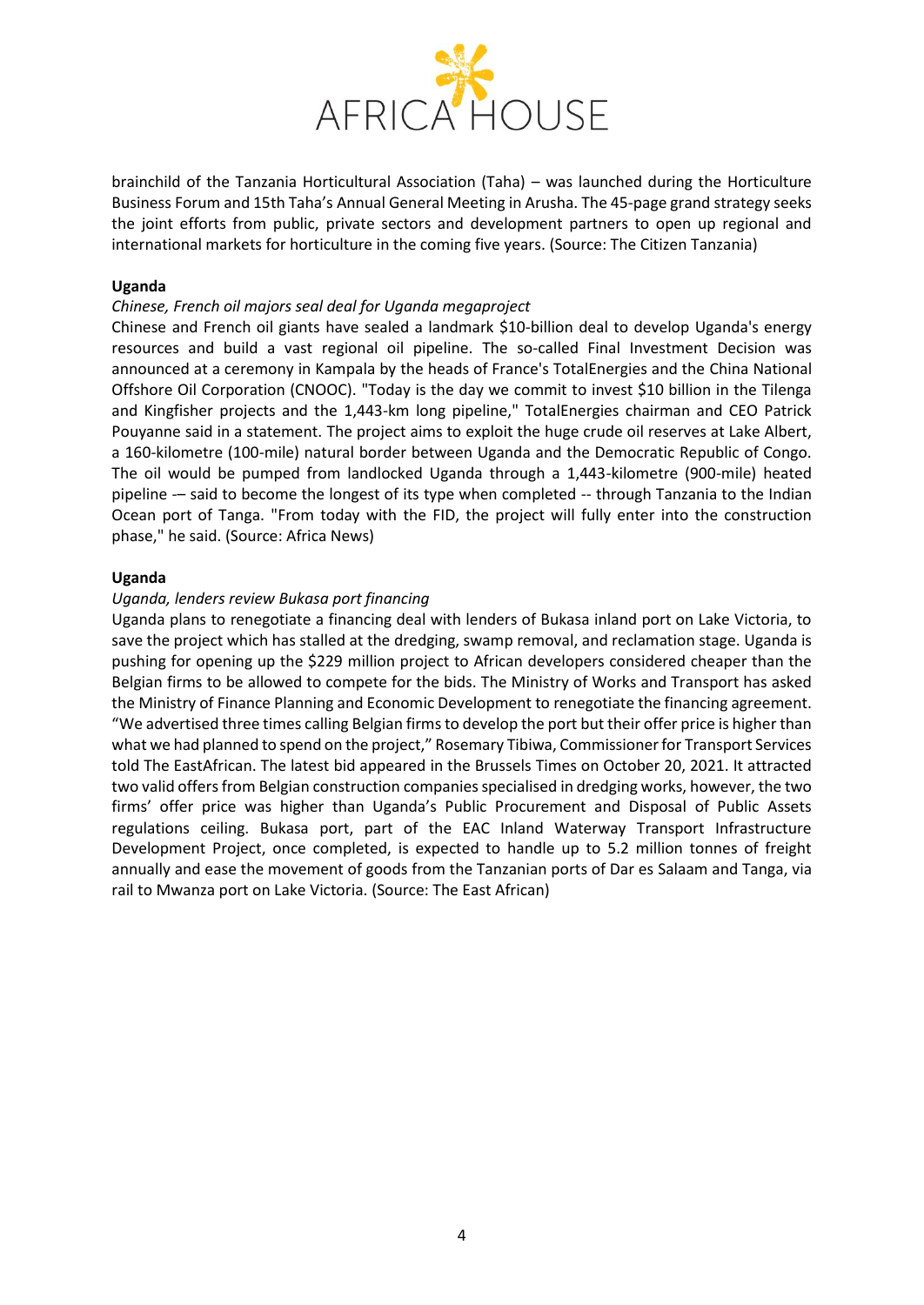brainchild of the Tanzania Horticultural Association (Taha) – was launched during the Horticulture Business Forum and 15th Taha's Annual General Meeting in Arusha. The 45-page grand strategy seeks the joint efforts from public, private sectors and development partners to open up regional and international markets for horticulture in the coming five years. (Source: The Citizen Tanzania)

**Uganda**

*Chinese, French oil majors seal deal for Uganda megaproject*

Chinese and French oil giants have sealed a landmark $10-billion deal to develop Uganda's energy resources and build a vast regional oil pipeline. The so-called Final Investment Decision was announced at a ceremony in Kampala by the heads of France's TotalEnergies and the China National Offshore Oil Corporation (CNOOC). "Today is the day we commit to invest $10 billion in the Tilenga and Kingfisher projects and the 1,443-km long pipeline," TotalEnergies chairman and CEO Patrick Pouyanne said in a statement. The project aims to exploit the huge crude oil reserves at Lake Albert, a 160-kilometre (100-mile) natural border between Uganda and the Democratic Republic of Congo. The oil would be pumped from landlocked Uganda through a 1,443-kilometre (900-mile) heated pipeline -– said to become the longest of its type when completed -- through Tanzania to the Indian Ocean port of Tanga. "From today with the FID, the project will fully enter into the construction phase," he said. (Source: Africa News)

**Uganda**

*Uganda, lenders review Bukasa port financing*

Uganda plans to renegotiate a financing deal with lenders of Bukasa inland port on Lake Victoria, to save the project which has stalled at the dredging, swamp removal, and reclamation stage. Uganda is pushing for opening up the $229 million project to African developers considered cheaper than the Belgian firms to be allowed to compete for the bids. The Ministry of Works and Transport has asked the Ministry of Finance Planning and Economic Development to renegotiate the financing agreement. "We advertised three times calling Belgian firms to develop the port but their offer price is higher than what we had planned to spend on the project," Rosemary Tibiwa, Commissioner for Transport Services told The EastAfrican. The latest bid appeared in the Brussels Times on October 20, 2021. It attracted two valid offers from Belgian construction companies specialised in dredging works, however, the two firms' offer price was higher than Uganda's Public Procurement and Disposal of Public Assets regulations ceiling. Bukasa port, part of the EAC Inland Waterway Transport Infrastructure Development Project, once completed, is expected to handle up to 5.2 million tonnes of freight annually and ease the movement of goods from the Tanzanian ports of Dar es Salaam and Tanga, via rail to Mwanza port on Lake Victoria. (Source: The East African)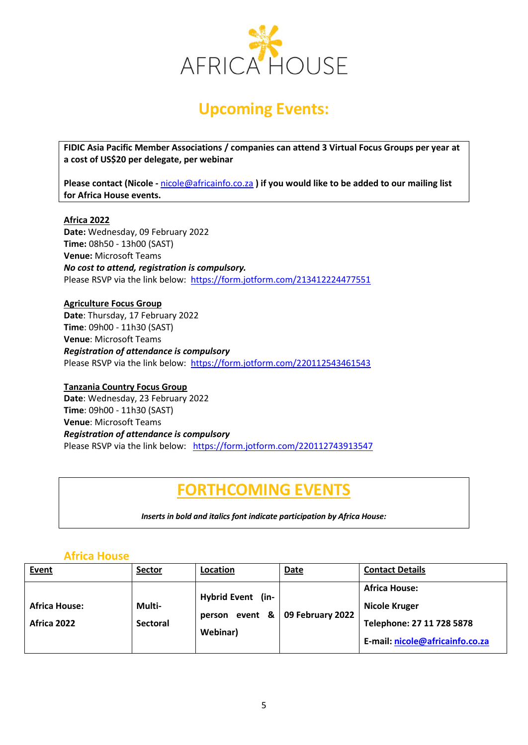AFRICA HOUSE

# Upcoming Events:

**FIDIC Asia Pacific Member Associations / companies can attend 3 Virtual Focus Groups per year at a cost of US$20 per delegate, per webinar**

**Please contact (Nicole - nicole@africainfo.co.za ) if you would like to be added to our mailing list for Africa House events.**

**Africa 2022**
**Date:** Wednesday, 09 February 2022
**Time:** 08h50 - 13h00 (SAST)
**Venue:** Microsoft Teams
***No cost to attend, registration is compulsory.***
Please RSVP via the link below: https://form.jotform.com/213412224477551

**Agriculture Focus Group**
**Date**: Thursday, 17 February 2022
**Time**: 09h00 - 11h30 (SAST)
**Venue**: Microsoft Teams
***Registration of attendance is compulsory***
Please RSVP via the link below: https://form.jotform.com/220112543461543

**Tanzania Country Focus Group**
**Date**: Wednesday, 23 February 2022
**Time**: 09h00 - 11h30 (SAST)
**Venue**: Microsoft Teams
***Registration of attendance is compulsory***
Please RSVP via the link below: https://form.jotform.com/220112743913547

# FORTHCOMING EVENTS

***Inserts in bold and italics font indicate participation by Africa House:***

## Africa House

| Event | Sector | Location | Date | Contact Details |
|---|---|---|---|---|
| **Africa House: Africa 2022** | **Multi-Sectoral** | **Hybrid Event (in-person event & Webinar)** | **09 February 2022** | **Africa House: Nicole Kruger Telephone: 27 11 728 5878 E-mail: nicole@africainfo.co.za** |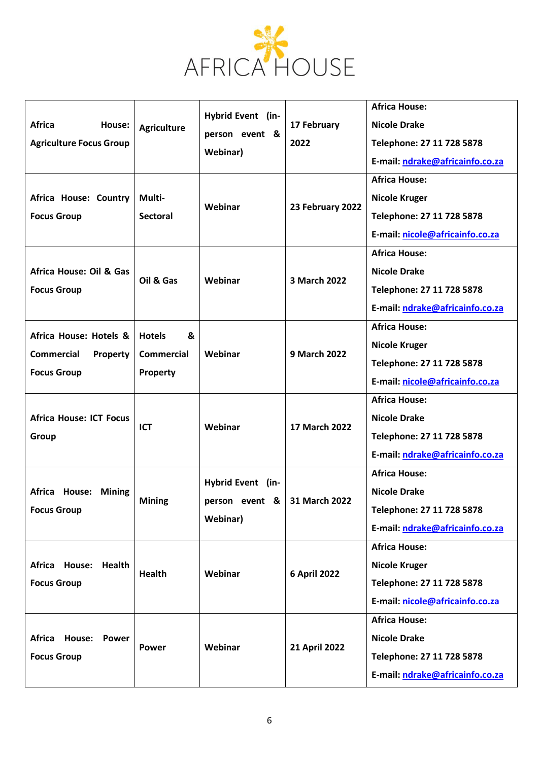AFRICA HOUSE

| Africa House: Agriculture Focus Group | Agriculture | Hybrid Event (in-person event & Webinar) | 17 February 2022 | Africa House:<br>Nicole Drake<br>Telephone: 27 11 728 5878<br>E-mail: ndrake@africainfo.co.za |
|---|---|---|---|---|
| Africa House: Country Focus Group | Multi-Sectoral | Webinar | 23 February 2022 | Africa House:<br>Nicole Kruger<br>Telephone: 27 11 728 5878<br>E-mail: nicole@africainfo.co.za |
| Africa House: Oil & Gas Focus Group | Oil & Gas | Webinar | 3 March 2022 | Africa House:<br>Nicole Drake<br>Telephone: 27 11 728 5878<br>E-mail: ndrake@africainfo.co.za |
| Africa House: Hotels & Commercial Property Focus Group | Hotels & Commercial Property | Webinar | 9 March 2022 | Africa House:<br>Nicole Kruger<br>Telephone: 27 11 728 5878<br>E-mail: nicole@africainfo.co.za |
| Africa House: ICT Focus Group | ICT | Webinar | 17 March 2022 | Africa House:<br>Nicole Drake<br>Telephone: 27 11 728 5878<br>E-mail: ndrake@africainfo.co.za |
| Africa House: Mining Focus Group | Mining | Hybrid Event (in-person event & Webinar) | 31 March 2022 | Africa House:<br>Nicole Drake<br>Telephone: 27 11 728 5878<br>E-mail: ndrake@africainfo.co.za |
| Africa House: Health Focus Group | Health | Webinar | 6 April 2022 | Africa House:<br>Nicole Kruger<br>Telephone: 27 11 728 5878<br>E-mail: nicole@africainfo.co.za |
| Africa House: Power Focus Group | Power | Webinar | 21 April 2022 | Africa House:<br>Nicole Drake<br>Telephone: 27 11 728 5878<br>E-mail: ndrake@africainfo.co.za |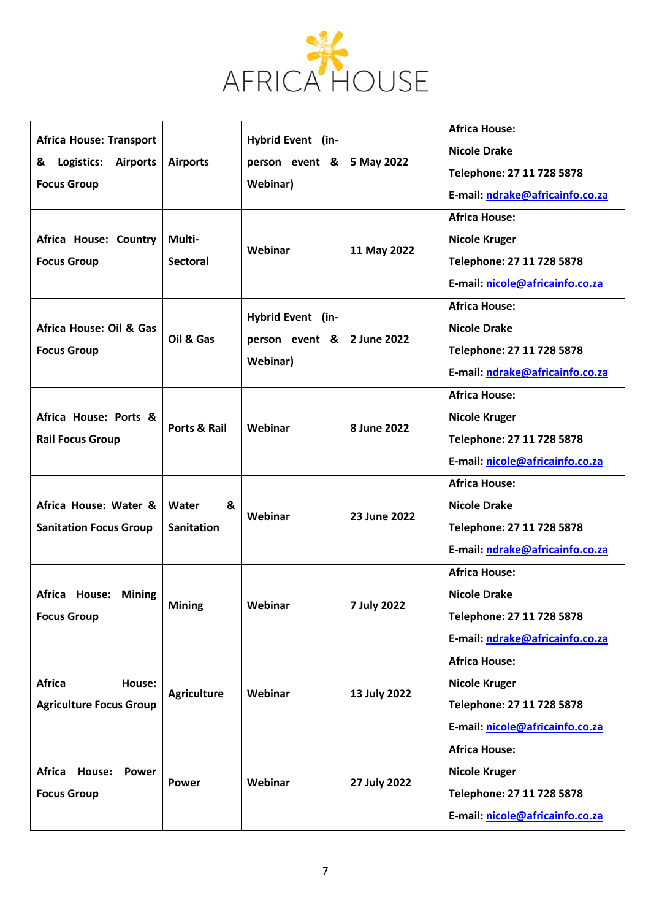AFRICA HOUSE

| | | | | |
|---|---|---|---|---|
| **Africa House: Transport & Logistics: Airports Focus Group** | **Airports** | **Hybrid Event (in-person event & Webinar)** | **5 May 2022** | **Africa House:**<br>**Nicole Drake**<br>**Telephone: 27 11 728 5878**<br>**E-mail: ndrake@africainfo.co.za** |
| **Africa House: Country Focus Group** | **Multi-Sectoral** | **Webinar** | **11 May 2022** | **Africa House:**<br>**Nicole Kruger**<br>**Telephone: 27 11 728 5878**<br>**E-mail: nicole@africainfo.co.za** |
| **Africa House: Oil & Gas Focus Group** | **Oil & Gas** | **Hybrid Event (in-person event & Webinar)** | **2 June 2022** | **Africa House:**<br>**Nicole Drake**<br>**Telephone: 27 11 728 5878**<br>**E-mail: ndrake@africainfo.co.za** |
| **Africa House: Ports & Rail Focus Group** | **Ports & Rail** | **Webinar** | **8 June 2022** | **Africa House:**<br>**Nicole Kruger**<br>**Telephone: 27 11 728 5878**<br>**E-mail: nicole@africainfo.co.za** |
| **Africa House: Water & Sanitation Focus Group** | **Water & Sanitation** | **Webinar** | **23 June 2022** | **Africa House:**<br>**Nicole Drake**<br>**Telephone: 27 11 728 5878**<br>**E-mail: ndrake@africainfo.co.za** |
| **Africa House: Mining Focus Group** | **Mining** | **Webinar** | **7 July 2022** | **Africa House:**<br>**Nicole Drake**<br>**Telephone: 27 11 728 5878**<br>**E-mail: ndrake@africainfo.co.za** |
| **Africa House: Agriculture Focus Group** | **Agriculture** | **Webinar** | **13 July 2022** | **Africa House:**<br>**Nicole Kruger**<br>**Telephone: 27 11 728 5878**<br>**E-mail: nicole@africainfo.co.za** |
| **Africa House: Power Focus Group** | **Power** | **Webinar** | **27 July 2022** | **Africa House:**<br>**Nicole Kruger**<br>**Telephone: 27 11 728 5878**<br>**E-mail: nicole@africainfo.co.za** |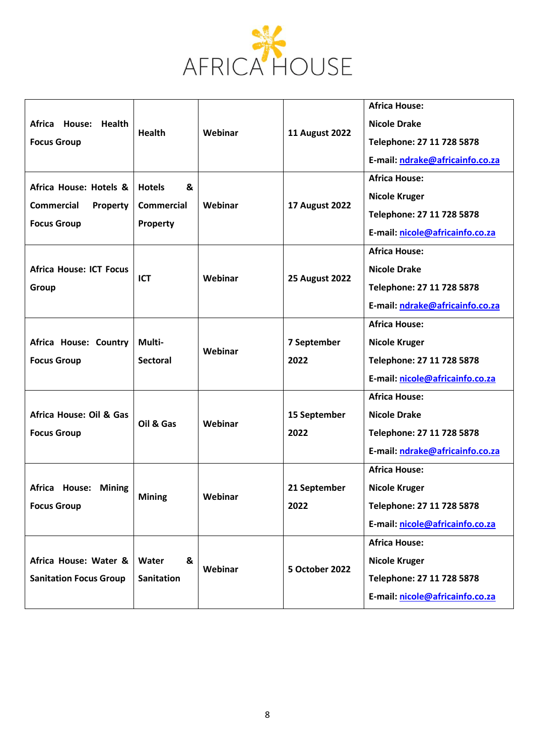| Africa House: Health Focus Group | Health | Webinar | 11 August 2022 | **Africa House:** Nicole Drake Telephone: 27 11 728 5878 E-mail: ndrake@africainfo.co.za |
|---|---|---|---|---|
| Africa House: Hotels & Commercial Property Focus Group | Hotels & Commercial Property | Webinar | 17 August 2022 | **Africa House:** Nicole Kruger Telephone: 27 11 728 5878 E-mail: nicole@africainfo.co.za |
| Africa House: ICT Focus Group | ICT | Webinar | 25 August 2022 | **Africa House:** Nicole Drake Telephone: 27 11 728 5878 E-mail: ndrake@africainfo.co.za |
| Africa House: Country Focus Group | Multi-Sectoral | Webinar | 7 September 2022 | **Africa House:** Nicole Kruger Telephone: 27 11 728 5878 E-mail: nicole@africainfo.co.za |
| Africa House: Oil & Gas Focus Group | Oil & Gas | Webinar | 15 September 2022 | **Africa House:** Nicole Drake Telephone: 27 11 728 5878 E-mail: ndrake@africainfo.co.za |
| Africa House: Mining Focus Group | Mining | Webinar | 21 September 2022 | **Africa House:** Nicole Kruger Telephone: 27 11 728 5878 E-mail: nicole@africainfo.co.za |
| Africa House: Water & Sanitation Focus Group | Water & Sanitation | Webinar | 5 October 2022 | **Africa House:** Nicole Kruger Telephone: 27 11 728 5878 E-mail: nicole@africainfo.co.za |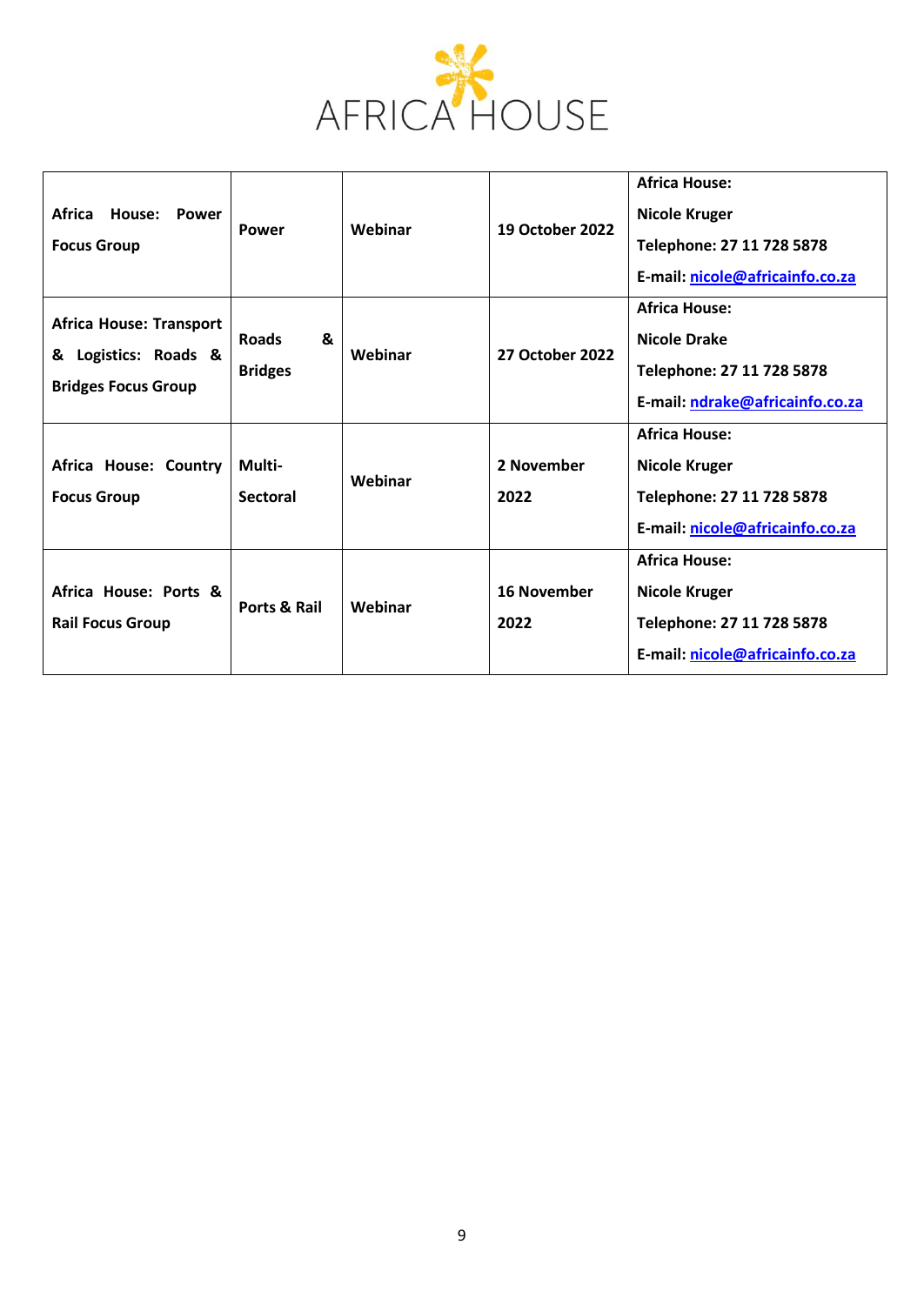| | | | | |
|---|---|---|---|---|
| **Africa House: Power Focus Group** | **Power** | **Webinar** | **19 October 2022** | **Africa House:**<br>**Nicole Kruger**<br>**Telephone: 27 11 728 5878**<br>**E-mail: nicole@africainfo.co.za** |
| **Africa House: Transport & Logistics: Roads & Bridges Focus Group** | **Roads & Bridges** | **Webinar** | **27 October 2022** | **Africa House:**<br>**Nicole Drake**<br>**Telephone: 27 11 728 5878**<br>**E-mail: ndrake@africainfo.co.za** |
| **Africa House: Country Focus Group** | **Multi-Sectoral** | **Webinar** | **2 November 2022** | **Africa House:**<br>**Nicole Kruger**<br>**Telephone: 27 11 728 5878**<br>**E-mail: nicole@africainfo.co.za** |
| **Africa House: Ports & Rail Focus Group** | **Ports & Rail** | **Webinar** | **16 November 2022** | **Africa House:**<br>**Nicole Kruger**<br>**Telephone: 27 11 728 5878**<br>**E-mail: nicole@africainfo.co.za** |